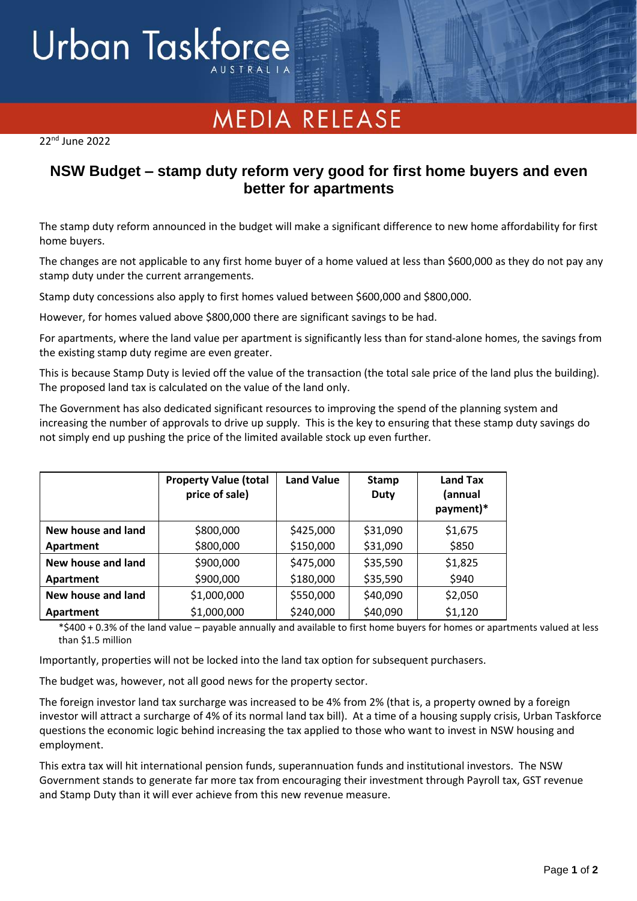Urban Taskforce Australia

# MEDIA RELEASE

22nd June 2022

## NSW Budget – stamp duty reform very good for first home buyers and even better for apartments

The stamp duty reform announced in the budget will make a significant difference to new home affordability for first home buyers.

The changes are not applicable to any first home buyer of a home valued at less than $600,000 as they do not pay any stamp duty under the current arrangements.

Stamp duty concessions also apply to first homes valued between $600,000 and $800,000.

However, for homes valued above $800,000 there are significant savings to be had.

For apartments, where the land value per apartment is significantly less than for stand-alone homes, the savings from the existing stamp duty regime are even greater.

This is because Stamp Duty is levied off the value of the transaction (the total sale price of the land plus the building). The proposed land tax is calculated on the value of the land only.

The Government has also dedicated significant resources to improving the spend of the planning system and increasing the number of approvals to drive up supply. This is the key to ensuring that these stamp duty savings do not simply end up pushing the price of the limited available stock up even further.

| | Property Value (total price of sale) | Land Value | Stamp Duty | Land Tax (annual payment)* |
|---|---|---|---|---|
| **New house and land** | $800,000 | $425,000 | $31,090 | $1,675 |
| **Apartment** | $800,000 | $150,000 | $31,090 | $850 |
| **New house and land** | $900,000 | $475,000 | $35,590 | $1,825 |
| **Apartment** | $900,000 | $180,000 | $35,590 | $940 |
| **New house and land** | $1,000,000 | $550,000 | $40,090 | $2,050 |
| **Apartment** | $1,000,000 | $240,000 | $40,090 | $1,120 |

*$400 + 0.3% of the land value – payable annually and available to first home buyers for homes or apartments valued at less than $1.5 million

Importantly, properties will not be locked into the land tax option for subsequent purchasers.

The budget was, however, not all good news for the property sector.

The foreign investor land tax surcharge was increased to be 4% from 2% (that is, a property owned by a foreign investor will attract a surcharge of 4% of its normal land tax bill). At a time of a housing supply crisis, Urban Taskforce questions the economic logic behind increasing the tax applied to those who want to invest in NSW housing and employment.

This extra tax will hit international pension funds, superannuation funds and institutional investors. The NSW Government stands to generate far more tax from encouraging their investment through Payroll tax, GST revenue and Stamp Duty than it will ever achieve from this new revenue measure.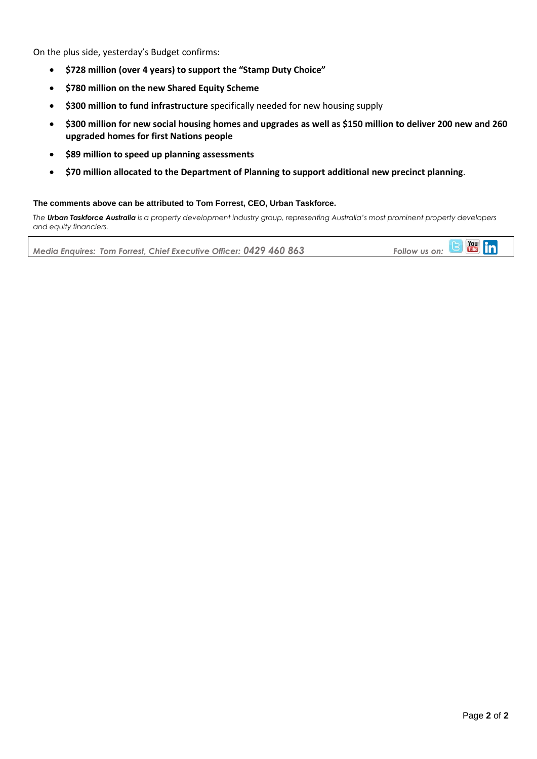On the plus side, yesterday's Budget confirms:

- **$728 million (over 4 years) to support the "Stamp Duty Choice"**
- **$780 million on the new Shared Equity Scheme**
- **$300 million to fund infrastructure** specifically needed for new housing supply
- **$300 million for new social housing homes and upgrades as well as $150 million to deliver 200 new and 260 upgraded homes for first Nations people**
- **$89 million to speed up planning assessments**
- **$70 million allocated to the Department of Planning to support additional new precinct planning**.

**The comments above can be attributed to Tom Forrest, CEO, Urban Taskforce.**

*The **Urban Taskforce Australia** is a property development industry group, representing Australia's most prominent property developers and equity financiers.*

*Media Enquires: Tom Forrest, Chief Executive Officer: **0429 460 863*** *Follow us on:*